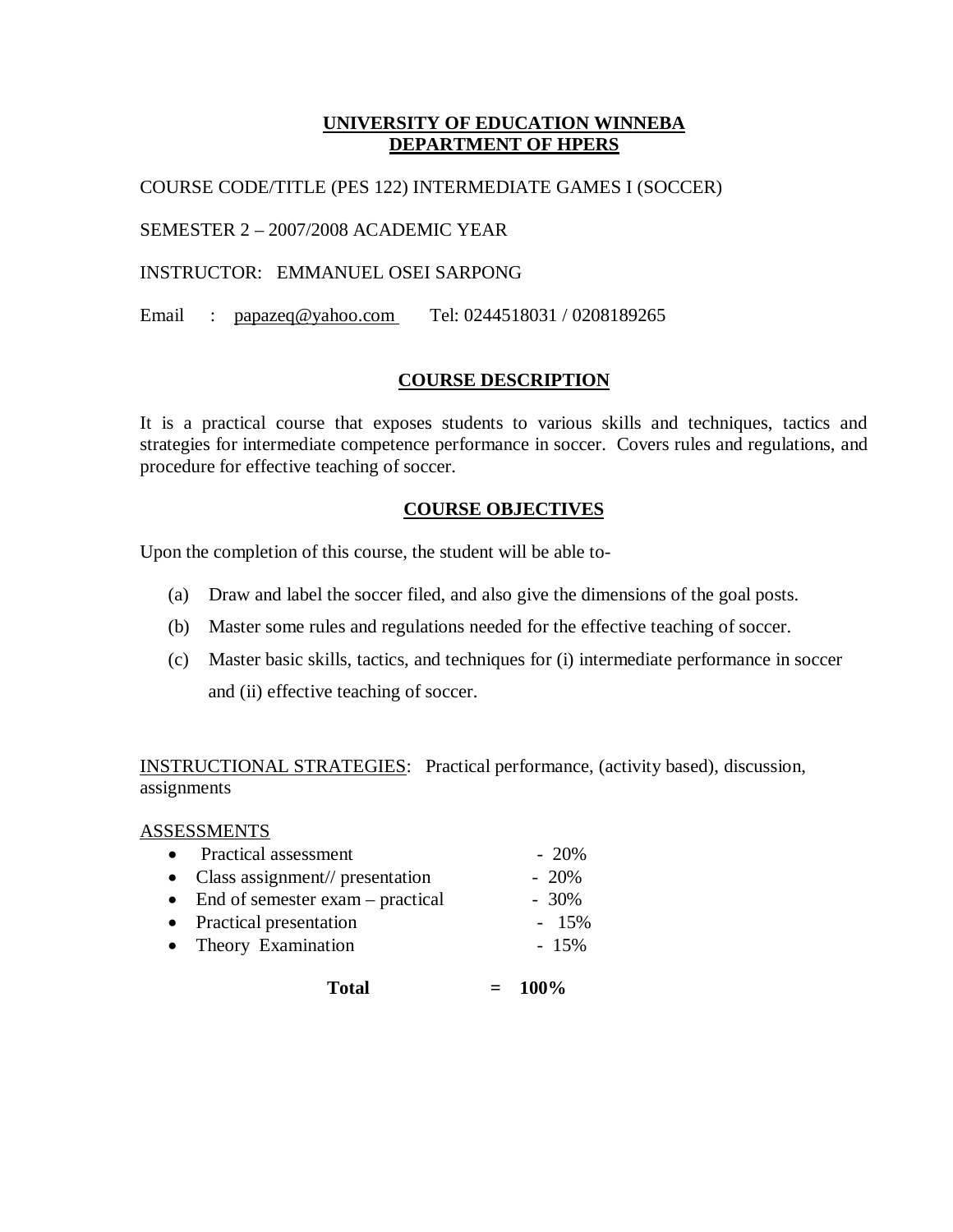# UNIVERSITY OF EDUCATION WINNEBA
## DEPARTMENT OF HPERS

COURSE CODE/TITLE (PES 122) INTERMEDIATE GAMES I (SOCCER)

SEMESTER 2 – 2007/2008 ACADEMIC YEAR

INSTRUCTOR: EMMANUEL OSEI SARPONG

Email : papazeq@yahoo.com Tel: 0244518031 / 0208189265

## COURSE DESCRIPTION

It is a practical course that exposes students to various skills and techniques, tactics and strategies for intermediate competence performance in soccer. Covers rules and regulations, and procedure for effective teaching of soccer.

## COURSE OBJECTIVES

Upon the completion of this course, the student will be able to-

(a) Draw and label the soccer filed, and also give the dimensions of the goal posts.

(b) Master some rules and regulations needed for the effective teaching of soccer.

(c) Master basic skills, tactics, and techniques for (i) intermediate performance in soccer and (ii) effective teaching of soccer.

INSTRUCTIONAL STRATEGIES: Practical performance, (activity based), discussion, assignments

ASSESSMENTS

- Practical assessment - 20%
- Class assignment// presentation - 20%
- End of semester exam – practical - 30%
- Practical presentation - 15%
- Theory Examination - 15%

**Total = 100%**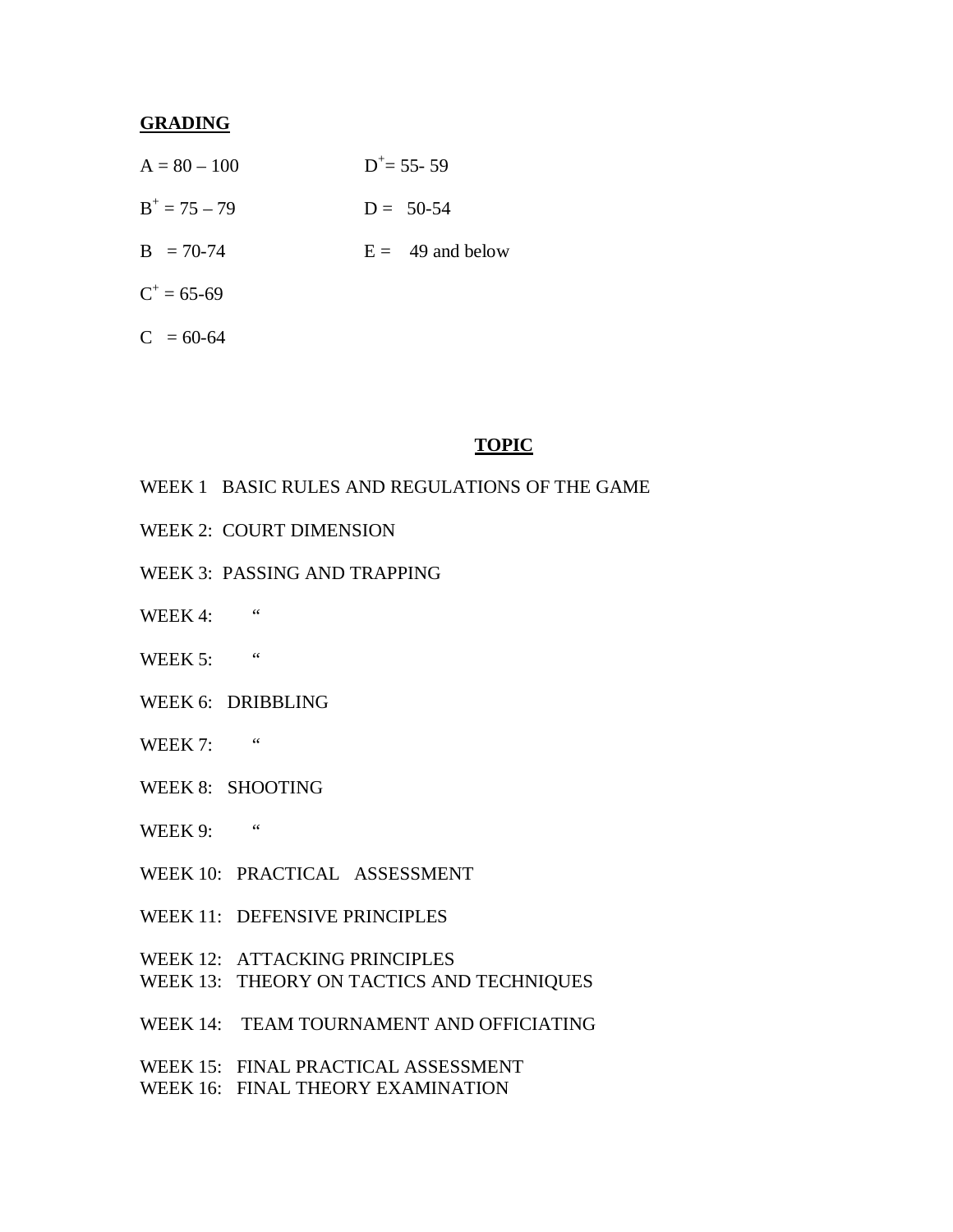**GRADING**

| | |
|---|---|
| A = 80 – 100 | $D^+$ = 55- 59 |
| $B^+$ = 75 – 79 | D = 50-54 |
| B = 70-74 | E = 49 and below |
| $C^+$ = 65-69 | |
| C = 60-64 | |

**TOPIC**

WEEK 1 BASIC RULES AND REGULATIONS OF THE GAME

WEEK 2: COURT DIMENSION

WEEK 3: PASSING AND TRAPPING

WEEK 4: "

WEEK 5: "

WEEK 6: DRIBBLING

WEEK 7: "

WEEK 8: SHOOTING

WEEK 9: "

WEEK 10: PRACTICAL ASSESSMENT

WEEK 11: DEFENSIVE PRINCIPLES

WEEK 12: ATTACKING PRINCIPLES

WEEK 13: THEORY ON TACTICS AND TECHNIQUES

WEEK 14: TEAM TOURNAMENT AND OFFICIATING

WEEK 15: FINAL PRACTICAL ASSESSMENT

WEEK 16: FINAL THEORY EXAMINATION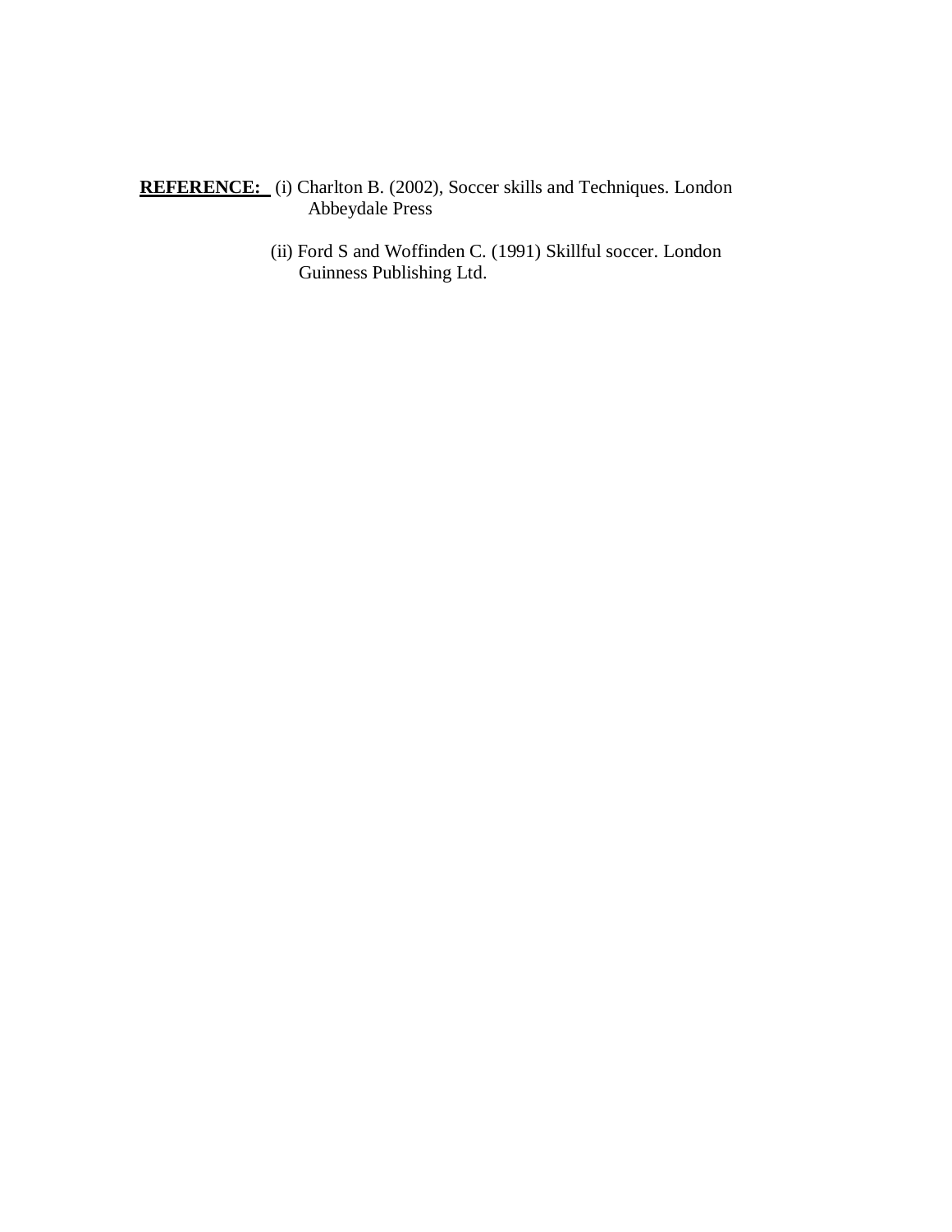**<u>REFERENCE:</u>** (i) Charlton B. (2002), Soccer skills and Techniques. London Abbeydale Press

(ii) Ford S and Woffinden C. (1991) Skillful soccer. London Guinness Publishing Ltd.